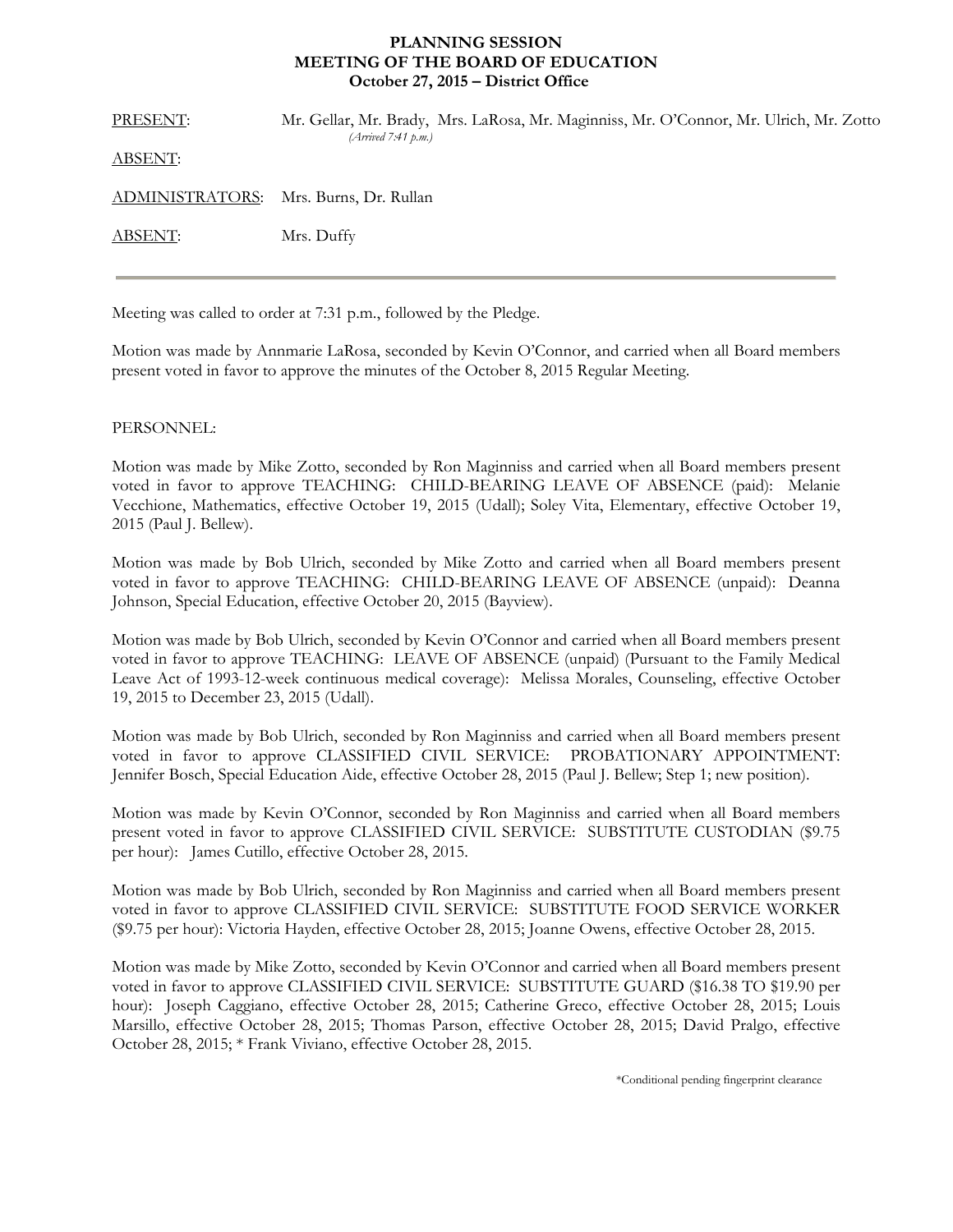**PLANNING SESSION**
**MEETING OF THE BOARD OF EDUCATION**
**October 27, 2015 – District Office**

PRESENT: Mr. Gellar, Mr. Brady, Mrs. LaRosa, Mr. Maginniss, Mr. O'Connor, Mr. Ulrich, Mr. Zotto *(Arrived 7:41 p.m.)*

ABSENT:

ADMINISTRATORS: Mrs. Burns, Dr. Rullan

ABSENT: Mrs. Duffy

---

Meeting was called to order at 7:31 p.m., followed by the Pledge.

Motion was made by Annmarie LaRosa, seconded by Kevin O'Connor, and carried when all Board members present voted in favor to approve the minutes of the October 8, 2015 Regular Meeting.

PERSONNEL:

Motion was made by Mike Zotto, seconded by Ron Maginniss and carried when all Board members present voted in favor to approve TEACHING: CHILD-BEARING LEAVE OF ABSENCE (paid): Melanie Vecchione, Mathematics, effective October 19, 2015 (Udall); Soley Vita, Elementary, effective October 19, 2015 (Paul J. Bellew).

Motion was made by Bob Ulrich, seconded by Mike Zotto and carried when all Board members present voted in favor to approve TEACHING: CHILD-BEARING LEAVE OF ABSENCE (unpaid): Deanna Johnson, Special Education, effective October 20, 2015 (Bayview).

Motion was made by Bob Ulrich, seconded by Kevin O'Connor and carried when all Board members present voted in favor to approve TEACHING: LEAVE OF ABSENCE (unpaid) (Pursuant to the Family Medical Leave Act of 1993-12-week continuous medical coverage): Melissa Morales, Counseling, effective October 19, 2015 to December 23, 2015 (Udall).

Motion was made by Bob Ulrich, seconded by Ron Maginniss and carried when all Board members present voted in favor to approve CLASSIFIED CIVIL SERVICE: PROBATIONARY APPOINTMENT: Jennifer Bosch, Special Education Aide, effective October 28, 2015 (Paul J. Bellew; Step 1; new position).

Motion was made by Kevin O'Connor, seconded by Ron Maginniss and carried when all Board members present voted in favor to approve CLASSIFIED CIVIL SERVICE: SUBSTITUTE CUSTODIAN ($9.75 per hour): James Cutillo, effective October 28, 2015.

Motion was made by Bob Ulrich, seconded by Ron Maginniss and carried when all Board members present voted in favor to approve CLASSIFIED CIVIL SERVICE: SUBSTITUTE FOOD SERVICE WORKER ($9.75 per hour): Victoria Hayden, effective October 28, 2015; Joanne Owens, effective October 28, 2015.

Motion was made by Mike Zotto, seconded by Kevin O'Connor and carried when all Board members present voted in favor to approve CLASSIFIED CIVIL SERVICE: SUBSTITUTE GUARD ($16.38 TO $19.90 per hour): Joseph Caggiano, effective October 28, 2015; Catherine Greco, effective October 28, 2015; Louis Marsillo, effective October 28, 2015; Thomas Parson, effective October 28, 2015; David Pralgo, effective October 28, 2015; * Frank Viviano, effective October 28, 2015.

*Conditional pending fingerprint clearance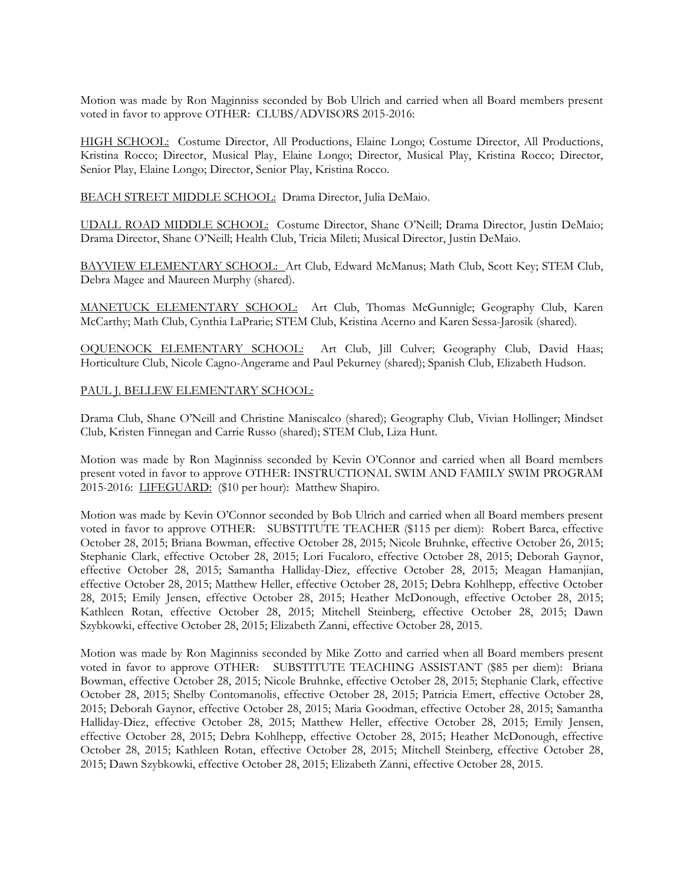Motion was made by Ron Maginniss seconded by Bob Ulrich and carried when all Board members present voted in favor to approve OTHER: CLUBS/ADVISORS 2015-2016:

HIGH SCHOOL: Costume Director, All Productions, Elaine Longo; Costume Director, All Productions, Kristina Rocco; Director, Musical Play, Elaine Longo; Director, Musical Play, Kristina Rocco; Director, Senior Play, Elaine Longo; Director, Senior Play, Kristina Rocco.

BEACH STREET MIDDLE SCHOOL: Drama Director, Julia DeMaio.

UDALL ROAD MIDDLE SCHOOL: Costume Director, Shane O'Neill; Drama Director, Justin DeMaio; Drama Director, Shane O'Neill; Health Club, Tricia Mileti; Musical Director, Justin DeMaio.

BAYVIEW ELEMENTARY SCHOOL: Art Club, Edward McManus; Math Club, Scott Key; STEM Club, Debra Magee and Maureen Murphy (shared).

MANETUCK ELEMENTARY SCHOOL: Art Club, Thomas McGunnigle; Geography Club, Karen McCarthy; Math Club, Cynthia LaPrarie; STEM Club, Kristina Acerno and Karen Sessa-Jarosik (shared).

OQUENOCK ELEMENTARY SCHOOL: Art Club, Jill Culver; Geography Club, David Haas; Horticulture Club, Nicole Cagno-Angerame and Paul Pekurney (shared); Spanish Club, Elizabeth Hudson.

PAUL J. BELLEW ELEMENTARY SCHOOL:

Drama Club, Shane O'Neill and Christine Maniscalco (shared); Geography Club, Vivian Hollinger; Mindset Club, Kristen Finnegan and Carrie Russo (shared); STEM Club, Liza Hunt.

Motion was made by Ron Maginniss seconded by Kevin O'Connor and carried when all Board members present voted in favor to approve OTHER: INSTRUCTIONAL SWIM AND FAMILY SWIM PROGRAM 2015-2016: LIFEGUARD: ($10 per hour): Matthew Shapiro.

Motion was made by Kevin O'Connor seconded by Bob Ulrich and carried when all Board members present voted in favor to approve OTHER: SUBSTITUTE TEACHER ($115 per diem): Robert Barca, effective October 28, 2015; Briana Bowman, effective October 28, 2015; Nicole Bruhnke, effective October 26, 2015; Stephanie Clark, effective October 28, 2015; Lori Fucaloro, effective October 28, 2015; Deborah Gaynor, effective October 28, 2015; Samantha Halliday-Diez, effective October 28, 2015; Meagan Hamanjian, effective October 28, 2015; Matthew Heller, effective October 28, 2015; Debra Kohlhepp, effective October 28, 2015; Emily Jensen, effective October 28, 2015; Heather McDonough, effective October 28, 2015; Kathleen Rotan, effective October 28, 2015; Mitchell Steinberg, effective October 28, 2015; Dawn Szybkowki, effective October 28, 2015; Elizabeth Zanni, effective October 28, 2015.

Motion was made by Ron Maginniss seconded by Mike Zotto and carried when all Board members present voted in favor to approve OTHER: SUBSTITUTE TEACHING ASSISTANT ($85 per diem): Briana Bowman, effective October 28, 2015; Nicole Bruhnke, effective October 28, 2015; Stephanie Clark, effective October 28, 2015; Shelby Contomanolis, effective October 28, 2015; Patricia Emert, effective October 28, 2015; Deborah Gaynor, effective October 28, 2015; Maria Goodman, effective October 28, 2015; Samantha Halliday-Diez, effective October 28, 2015; Matthew Heller, effective October 28, 2015; Emily Jensen, effective October 28, 2015; Debra Kohlhepp, effective October 28, 2015; Heather McDonough, effective October 28, 2015; Kathleen Rotan, effective October 28, 2015; Mitchell Steinberg, effective October 28, 2015; Dawn Szybkowki, effective October 28, 2015; Elizabeth Zanni, effective October 28, 2015.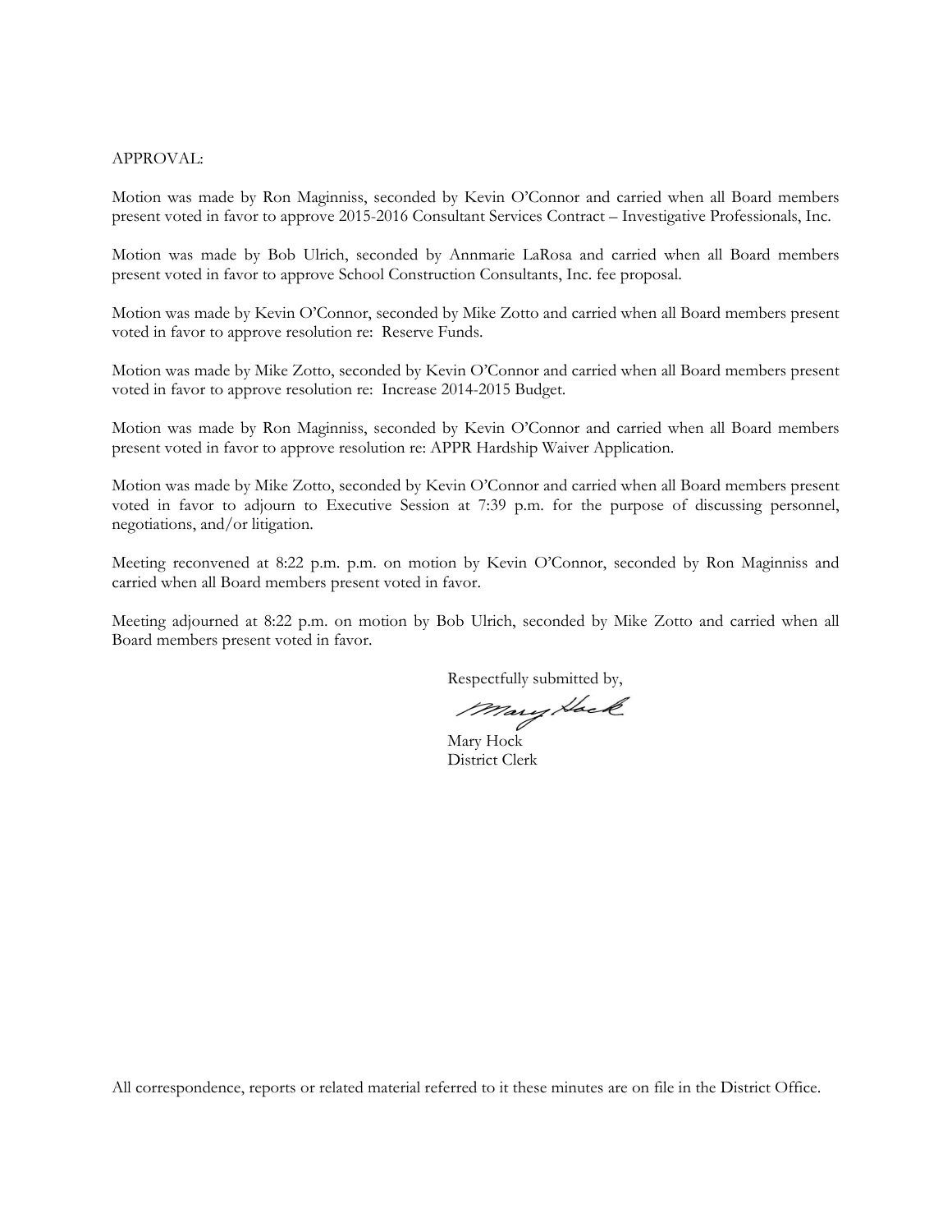APPROVAL:

Motion was made by Ron Maginniss, seconded by Kevin O'Connor and carried when all Board members present voted in favor to approve 2015-2016 Consultant Services Contract – Investigative Professionals, Inc.

Motion was made by Bob Ulrich, seconded by Annmarie LaRosa and carried when all Board members present voted in favor to approve School Construction Consultants, Inc. fee proposal.

Motion was made by Kevin O'Connor, seconded by Mike Zotto and carried when all Board members present voted in favor to approve resolution re: Reserve Funds.

Motion was made by Mike Zotto, seconded by Kevin O'Connor and carried when all Board members present voted in favor to approve resolution re: Increase 2014-2015 Budget.

Motion was made by Ron Maginniss, seconded by Kevin O'Connor and carried when all Board members present voted in favor to approve resolution re: APPR Hardship Waiver Application.

Motion was made by Mike Zotto, seconded by Kevin O'Connor and carried when all Board members present voted in favor to adjourn to Executive Session at 7:39 p.m. for the purpose of discussing personnel, negotiations, and/or litigation.

Meeting reconvened at 8:22 p.m. p.m. on motion by Kevin O'Connor, seconded by Ron Maginniss and carried when all Board members present voted in favor.

Meeting adjourned at 8:22 p.m. on motion by Bob Ulrich, seconded by Mike Zotto and carried when all Board members present voted in favor.

Respectfully submitted by,

Mary Hock
District Clerk

All correspondence, reports or related material referred to it these minutes are on file in the District Office.